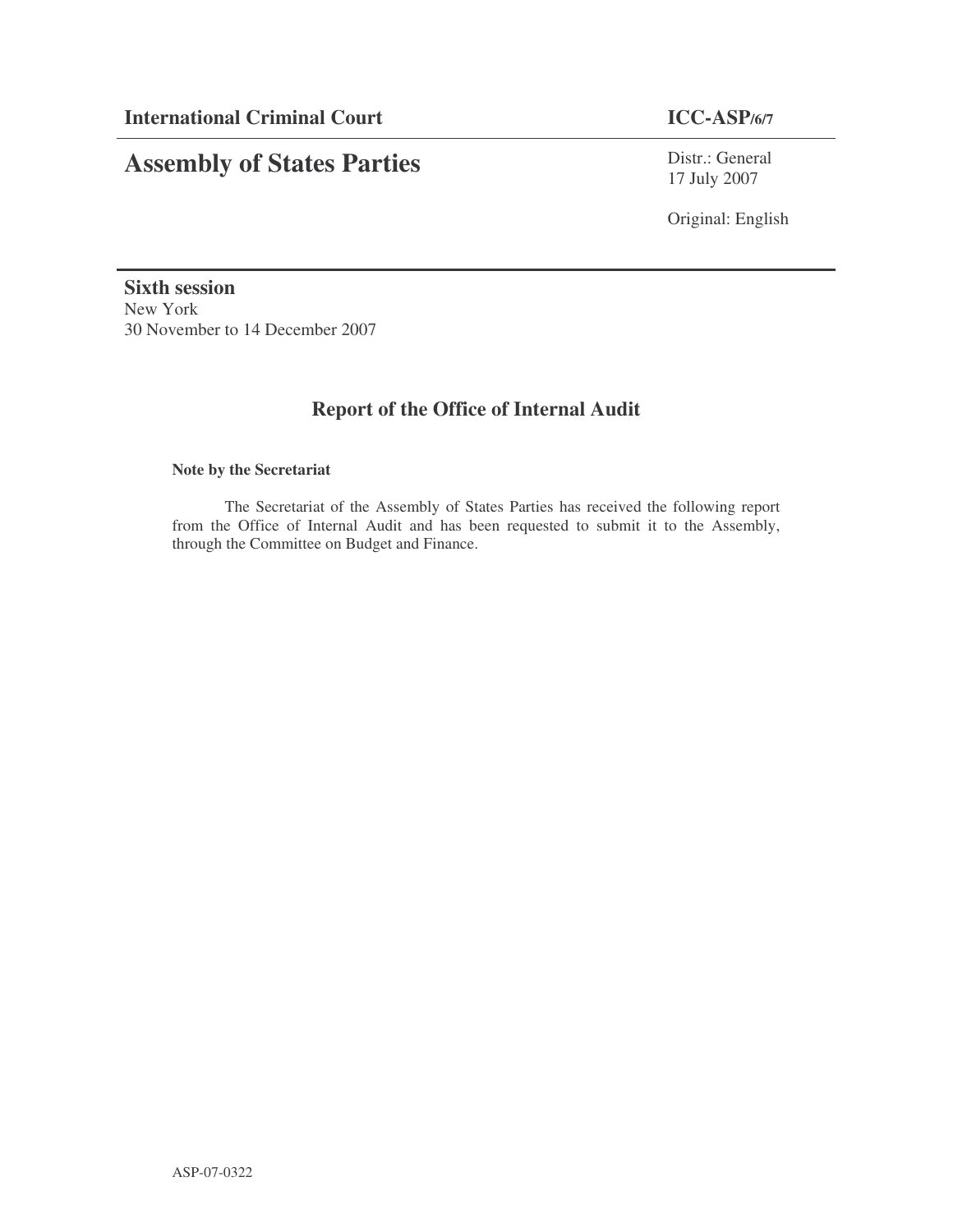**International Criminal Court** **ICC-ASP/6/7**

# Assembly of States Parties

Distr.: General
17 July 2007

Original: English

**Sixth session**
New York
30 November to 14 December 2007

## Report of the Office of Internal Audit

**Note by the Secretariat**

The Secretariat of the Assembly of States Parties has received the following report from the Office of Internal Audit and has been requested to submit it to the Assembly, through the Committee on Budget and Finance.

ASP-07-0322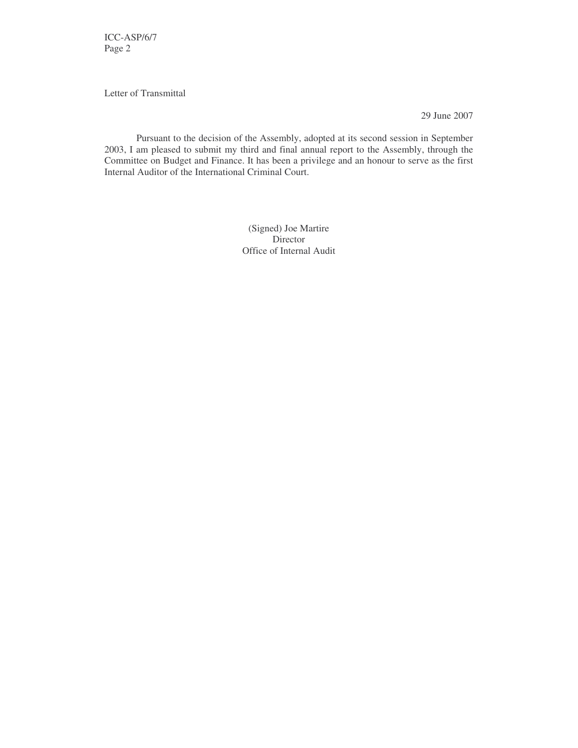Letter of Transmittal

29 June 2007

Pursuant to the decision of the Assembly, adopted at its second session in September 2003, I am pleased to submit my third and final annual report to the Assembly, through the Committee on Budget and Finance. It has been a privilege and an honour to serve as the first Internal Auditor of the International Criminal Court.

(Signed) Joe Martire
Director
Office of Internal Audit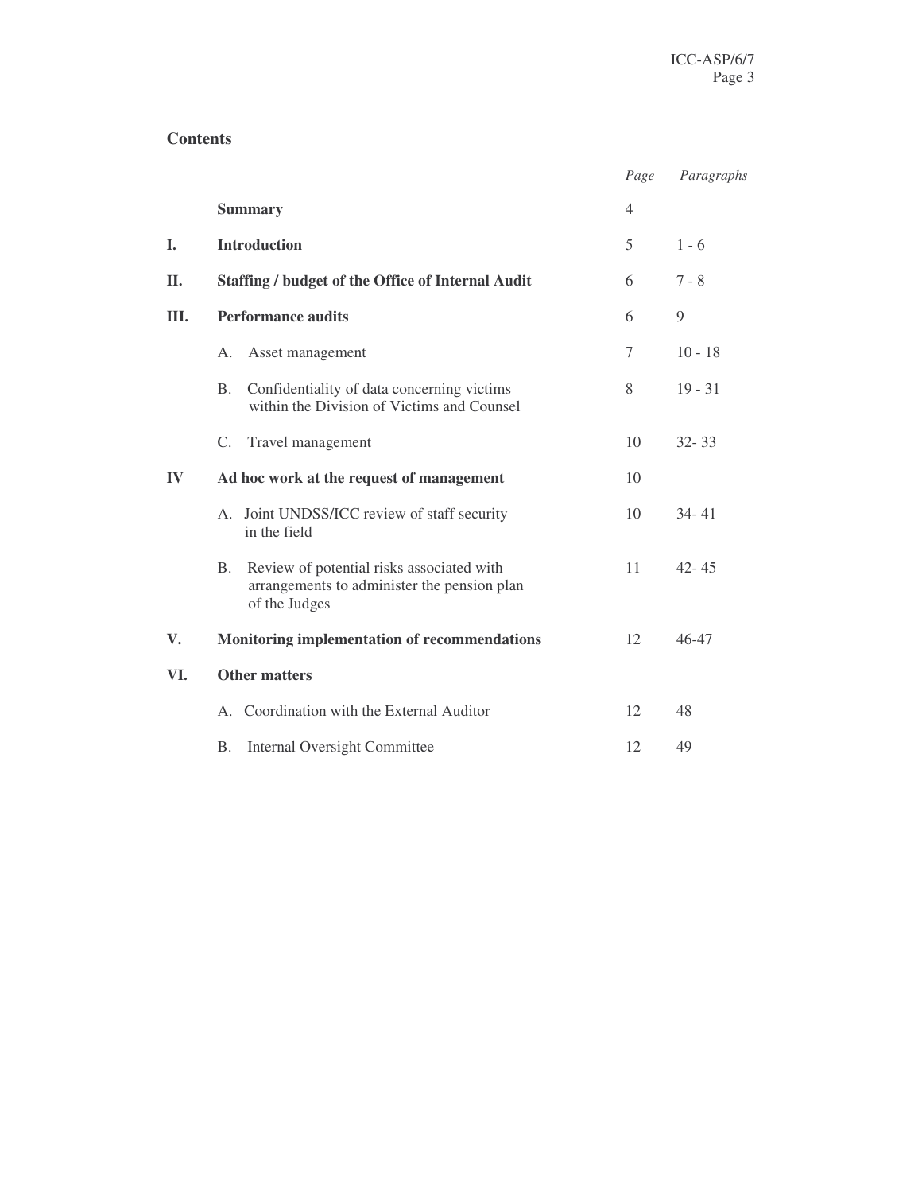## Contents

| | | *Page* | *Paragraphs* |
|---|---|---|---|
| | **Summary** | 4 | |
| **I.** | **Introduction** | 5 | 1 - 6 |
| **II.** | **Staffing / budget of the Office of Internal Audit** | 6 | 7 - 8 |
| **III.** | **Performance audits** | 6 | 9 |
| | A. Asset management | 7 | 10 - 18 |
| | B. Confidentiality of data concerning victims within the Division of Victims and Counsel | 8 | 19 - 31 |
| | C. Travel management | 10 | 32- 33 |
| **IV** | **Ad hoc work at the request of management** | 10 | |
| | A. Joint UNDSS/ICC review of staff security in the field | 10 | 34- 41 |
| | B. Review of potential risks associated with arrangements to administer the pension plan of the Judges | 11 | 42- 45 |
| **V.** | **Monitoring implementation of recommendations** | 12 | 46-47 |
| **VI.** | **Other matters** | | |
| | A. Coordination with the External Auditor | 12 | 48 |
| | B. Internal Oversight Committee | 12 | 49 |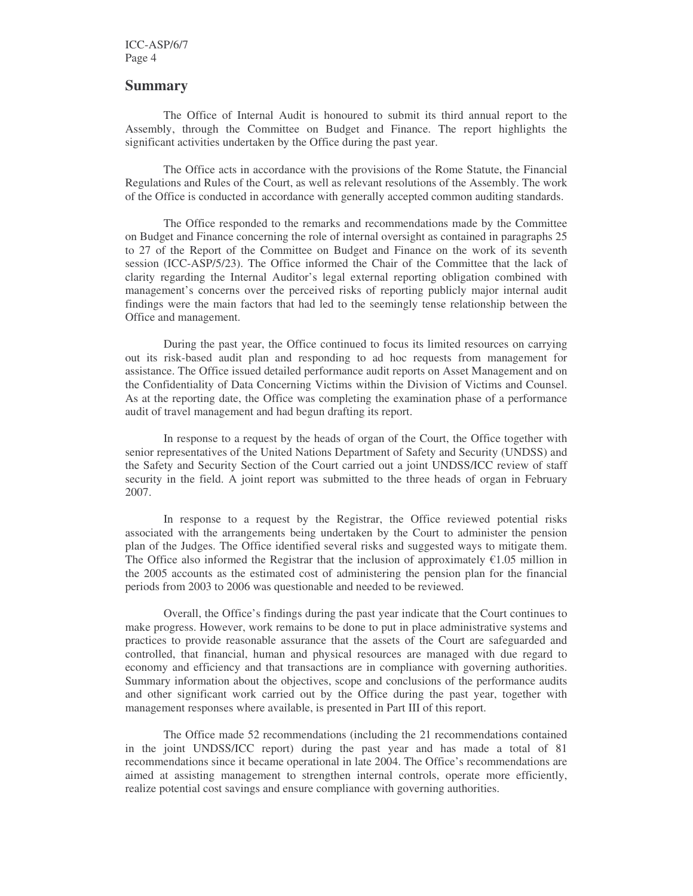## Summary

The Office of Internal Audit is honoured to submit its third annual report to the Assembly, through the Committee on Budget and Finance. The report highlights the significant activities undertaken by the Office during the past year.

The Office acts in accordance with the provisions of the Rome Statute, the Financial Regulations and Rules of the Court, as well as relevant resolutions of the Assembly. The work of the Office is conducted in accordance with generally accepted common auditing standards.

The Office responded to the remarks and recommendations made by the Committee on Budget and Finance concerning the role of internal oversight as contained in paragraphs 25 to 27 of the Report of the Committee on Budget and Finance on the work of its seventh session (ICC-ASP/5/23). The Office informed the Chair of the Committee that the lack of clarity regarding the Internal Auditor's legal external reporting obligation combined with management's concerns over the perceived risks of reporting publicly major internal audit findings were the main factors that had led to the seemingly tense relationship between the Office and management.

During the past year, the Office continued to focus its limited resources on carrying out its risk-based audit plan and responding to ad hoc requests from management for assistance. The Office issued detailed performance audit reports on Asset Management and on the Confidentiality of Data Concerning Victims within the Division of Victims and Counsel. As at the reporting date, the Office was completing the examination phase of a performance audit of travel management and had begun drafting its report.

In response to a request by the heads of organ of the Court, the Office together with senior representatives of the United Nations Department of Safety and Security (UNDSS) and the Safety and Security Section of the Court carried out a joint UNDSS/ICC review of staff security in the field. A joint report was submitted to the three heads of organ in February 2007.

In response to a request by the Registrar, the Office reviewed potential risks associated with the arrangements being undertaken by the Court to administer the pension plan of the Judges. The Office identified several risks and suggested ways to mitigate them. The Office also informed the Registrar that the inclusion of approximately €1.05 million in the 2005 accounts as the estimated cost of administering the pension plan for the financial periods from 2003 to 2006 was questionable and needed to be reviewed.

Overall, the Office's findings during the past year indicate that the Court continues to make progress. However, work remains to be done to put in place administrative systems and practices to provide reasonable assurance that the assets of the Court are safeguarded and controlled, that financial, human and physical resources are managed with due regard to economy and efficiency and that transactions are in compliance with governing authorities. Summary information about the objectives, scope and conclusions of the performance audits and other significant work carried out by the Office during the past year, together with management responses where available, is presented in Part III of this report.

The Office made 52 recommendations (including the 21 recommendations contained in the joint UNDSS/ICC report) during the past year and has made a total of 81 recommendations since it became operational in late 2004. The Office's recommendations are aimed at assisting management to strengthen internal controls, operate more efficiently, realize potential cost savings and ensure compliance with governing authorities.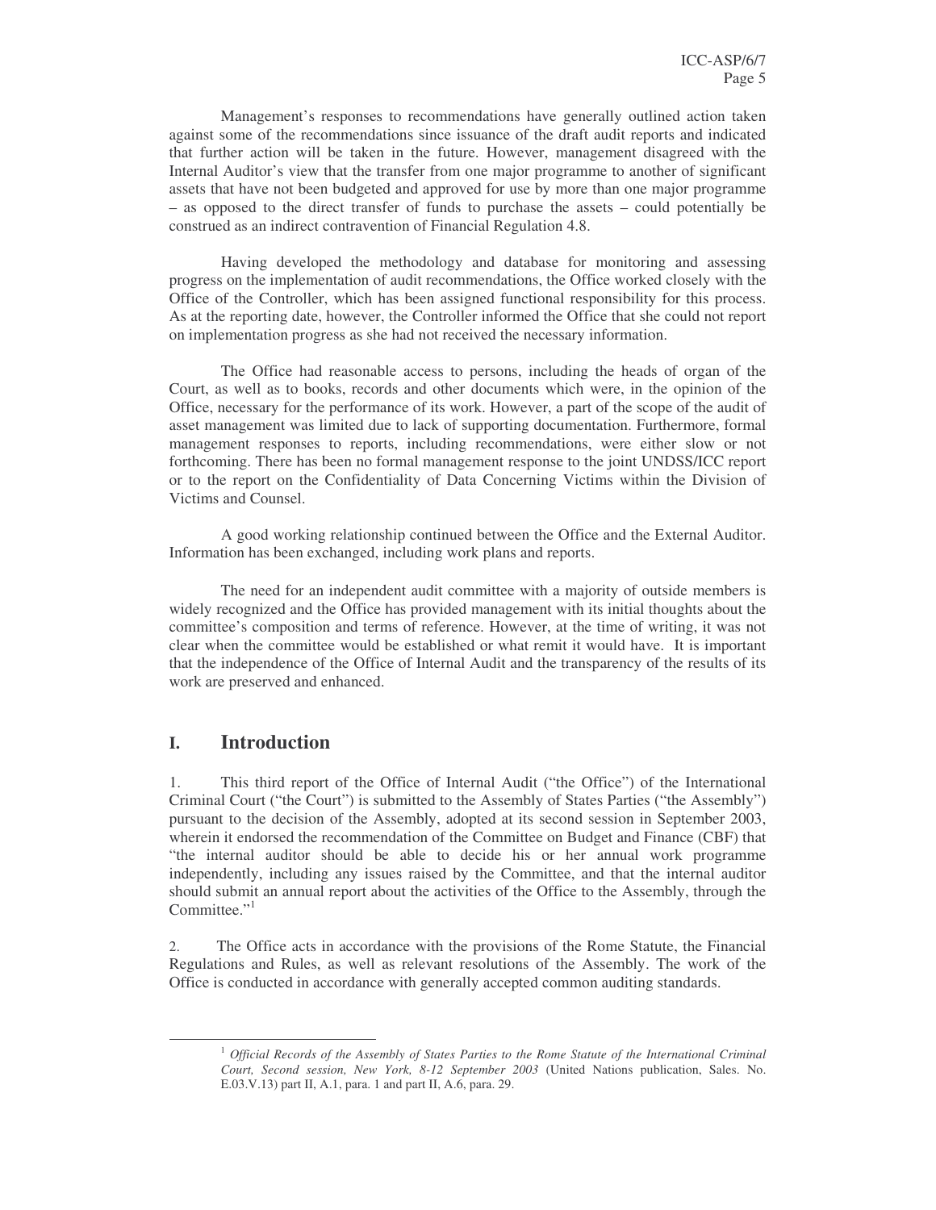Management's responses to recommendations have generally outlined action taken against some of the recommendations since issuance of the draft audit reports and indicated that further action will be taken in the future. However, management disagreed with the Internal Auditor's view that the transfer from one major programme to another of significant assets that have not been budgeted and approved for use by more than one major programme – as opposed to the direct transfer of funds to purchase the assets – could potentially be construed as an indirect contravention of Financial Regulation 4.8.

Having developed the methodology and database for monitoring and assessing progress on the implementation of audit recommendations, the Office worked closely with the Office of the Controller, which has been assigned functional responsibility for this process. As at the reporting date, however, the Controller informed the Office that she could not report on implementation progress as she had not received the necessary information.

The Office had reasonable access to persons, including the heads of organ of the Court, as well as to books, records and other documents which were, in the opinion of the Office, necessary for the performance of its work. However, a part of the scope of the audit of asset management was limited due to lack of supporting documentation. Furthermore, formal management responses to reports, including recommendations, were either slow or not forthcoming. There has been no formal management response to the joint UNDSS/ICC report or to the report on the Confidentiality of Data Concerning Victims within the Division of Victims and Counsel.

A good working relationship continued between the Office and the External Auditor. Information has been exchanged, including work plans and reports.

The need for an independent audit committee with a majority of outside members is widely recognized and the Office has provided management with its initial thoughts about the committee's composition and terms of reference. However, at the time of writing, it was not clear when the committee would be established or what remit it would have. It is important that the independence of the Office of Internal Audit and the transparency of the results of its work are preserved and enhanced.

# I. Introduction

1. This third report of the Office of Internal Audit ("the Office") of the International Criminal Court ("the Court") is submitted to the Assembly of States Parties ("the Assembly") pursuant to the decision of the Assembly, adopted at its second session in September 2003, wherein it endorsed the recommendation of the Committee on Budget and Finance (CBF) that "the internal auditor should be able to decide his or her annual work programme independently, including any issues raised by the Committee, and that the internal auditor should submit an annual report about the activities of the Office to the Assembly, through the Committee."[1]

2. The Office acts in accordance with the provisions of the Rome Statute, the Financial Regulations and Rules, as well as relevant resolutions of the Assembly. The work of the Office is conducted in accordance with generally accepted common auditing standards.

---

[1] *Official Records of the Assembly of States Parties to the Rome Statute of the International Criminal Court, Second session, New York, 8-12 September 2003* (United Nations publication, Sales. No. E.03.V.13) part II, A.1, para. 1 and part II, A.6, para. 29.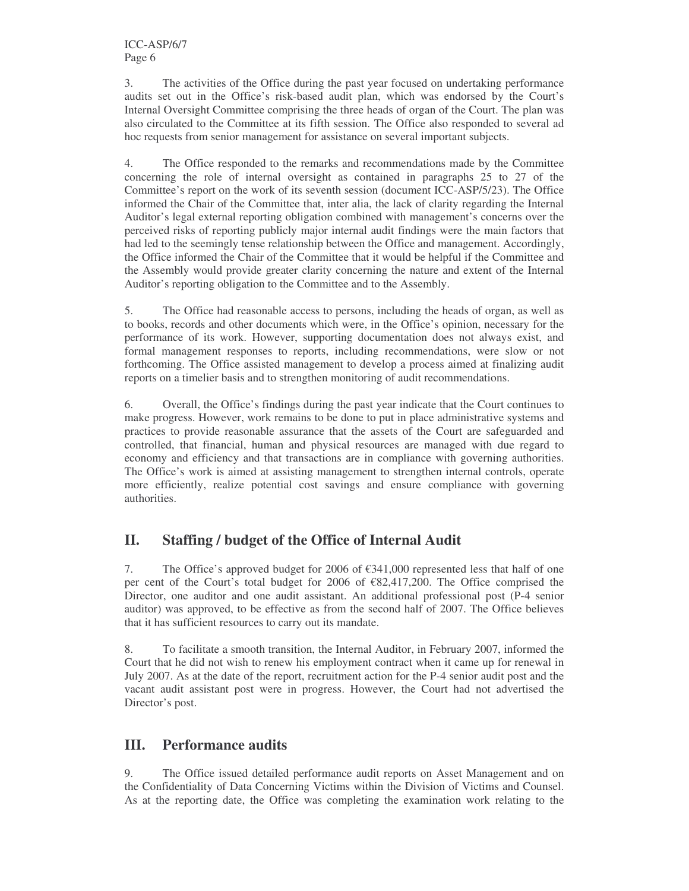3. The activities of the Office during the past year focused on undertaking performance audits set out in the Office's risk-based audit plan, which was endorsed by the Court's Internal Oversight Committee comprising the three heads of organ of the Court. The plan was also circulated to the Committee at its fifth session. The Office also responded to several ad hoc requests from senior management for assistance on several important subjects.

4. The Office responded to the remarks and recommendations made by the Committee concerning the role of internal oversight as contained in paragraphs 25 to 27 of the Committee's report on the work of its seventh session (document ICC-ASP/5/23). The Office informed the Chair of the Committee that, inter alia, the lack of clarity regarding the Internal Auditor's legal external reporting obligation combined with management's concerns over the perceived risks of reporting publicly major internal audit findings were the main factors that had led to the seemingly tense relationship between the Office and management. Accordingly, the Office informed the Chair of the Committee that it would be helpful if the Committee and the Assembly would provide greater clarity concerning the nature and extent of the Internal Auditor's reporting obligation to the Committee and to the Assembly.

5. The Office had reasonable access to persons, including the heads of organ, as well as to books, records and other documents which were, in the Office's opinion, necessary for the performance of its work. However, supporting documentation does not always exist, and formal management responses to reports, including recommendations, were slow or not forthcoming. The Office assisted management to develop a process aimed at finalizing audit reports on a timelier basis and to strengthen monitoring of audit recommendations.

6. Overall, the Office's findings during the past year indicate that the Court continues to make progress. However, work remains to be done to put in place administrative systems and practices to provide reasonable assurance that the assets of the Court are safeguarded and controlled, that financial, human and physical resources are managed with due regard to economy and efficiency and that transactions are in compliance with governing authorities. The Office's work is aimed at assisting management to strengthen internal controls, operate more efficiently, realize potential cost savings and ensure compliance with governing authorities.

## II. Staffing / budget of the Office of Internal Audit

7. The Office's approved budget for 2006 of €341,000 represented less that half of one per cent of the Court's total budget for 2006 of €82,417,200. The Office comprised the Director, one auditor and one audit assistant. An additional professional post (P-4 senior auditor) was approved, to be effective as from the second half of 2007. The Office believes that it has sufficient resources to carry out its mandate.

8. To facilitate a smooth transition, the Internal Auditor, in February 2007, informed the Court that he did not wish to renew his employment contract when it came up for renewal in July 2007. As at the date of the report, recruitment action for the P-4 senior audit post and the vacant audit assistant post were in progress. However, the Court had not advertised the Director's post.

## III. Performance audits

9. The Office issued detailed performance audit reports on Asset Management and on the Confidentiality of Data Concerning Victims within the Division of Victims and Counsel. As at the reporting date, the Office was completing the examination work relating to the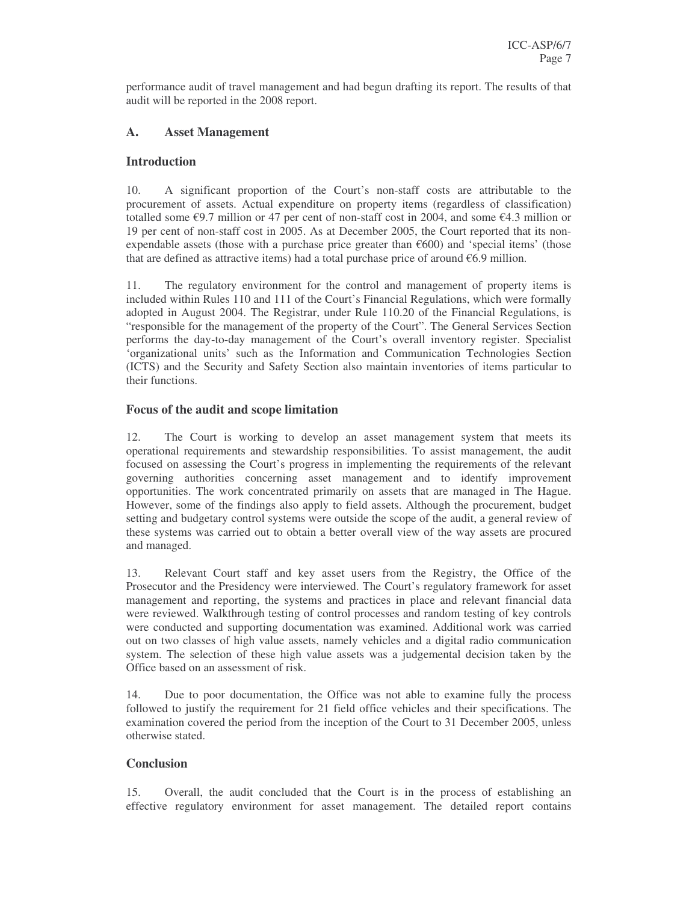performance audit of travel management and had begun drafting its report. The results of that audit will be reported in the 2008 report.

## A. Asset Management

### Introduction

10. A significant proportion of the Court's non-staff costs are attributable to the procurement of assets. Actual expenditure on property items (regardless of classification) totalled some €9.7 million or 47 per cent of non-staff cost in 2004, and some €4.3 million or 19 per cent of non-staff cost in 2005. As at December 2005, the Court reported that its non-expendable assets (those with a purchase price greater than €600) and 'special items' (those that are defined as attractive items) had a total purchase price of around €6.9 million.

11. The regulatory environment for the control and management of property items is included within Rules 110 and 111 of the Court's Financial Regulations, which were formally adopted in August 2004. The Registrar, under Rule 110.20 of the Financial Regulations, is "responsible for the management of the property of the Court". The General Services Section performs the day-to-day management of the Court's overall inventory register. Specialist 'organizational units' such as the Information and Communication Technologies Section (ICTS) and the Security and Safety Section also maintain inventories of items particular to their functions.

### Focus of the audit and scope limitation

12. The Court is working to develop an asset management system that meets its operational requirements and stewardship responsibilities. To assist management, the audit focused on assessing the Court's progress in implementing the requirements of the relevant governing authorities concerning asset management and to identify improvement opportunities. The work concentrated primarily on assets that are managed in The Hague. However, some of the findings also apply to field assets. Although the procurement, budget setting and budgetary control systems were outside the scope of the audit, a general review of these systems was carried out to obtain a better overall view of the way assets are procured and managed.

13. Relevant Court staff and key asset users from the Registry, the Office of the Prosecutor and the Presidency were interviewed. The Court's regulatory framework for asset management and reporting, the systems and practices in place and relevant financial data were reviewed. Walkthrough testing of control processes and random testing of key controls were conducted and supporting documentation was examined. Additional work was carried out on two classes of high value assets, namely vehicles and a digital radio communication system. The selection of these high value assets was a judgemental decision taken by the Office based on an assessment of risk.

14. Due to poor documentation, the Office was not able to examine fully the process followed to justify the requirement for 21 field office vehicles and their specifications. The examination covered the period from the inception of the Court to 31 December 2005, unless otherwise stated.

### Conclusion

15. Overall, the audit concluded that the Court is in the process of establishing an effective regulatory environment for asset management. The detailed report contains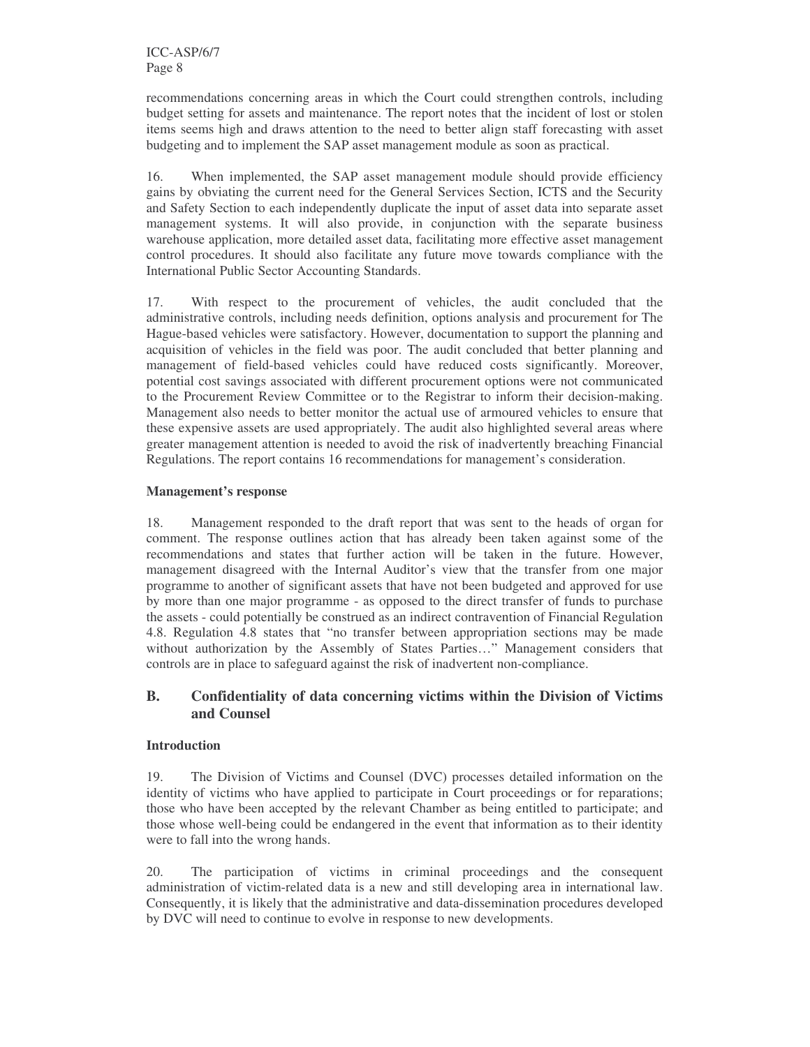recommendations concerning areas in which the Court could strengthen controls, including budget setting for assets and maintenance. The report notes that the incident of lost or stolen items seems high and draws attention to the need to better align staff forecasting with asset budgeting and to implement the SAP asset management module as soon as practical.

16. When implemented, the SAP asset management module should provide efficiency gains by obviating the current need for the General Services Section, ICTS and the Security and Safety Section to each independently duplicate the input of asset data into separate asset management systems. It will also provide, in conjunction with the separate business warehouse application, more detailed asset data, facilitating more effective asset management control procedures. It should also facilitate any future move towards compliance with the International Public Sector Accounting Standards.

17. With respect to the procurement of vehicles, the audit concluded that the administrative controls, including needs definition, options analysis and procurement for The Hague-based vehicles were satisfactory. However, documentation to support the planning and acquisition of vehicles in the field was poor. The audit concluded that better planning and management of field-based vehicles could have reduced costs significantly. Moreover, potential cost savings associated with different procurement options were not communicated to the Procurement Review Committee or to the Registrar to inform their decision-making. Management also needs to better monitor the actual use of armoured vehicles to ensure that these expensive assets are used appropriately. The audit also highlighted several areas where greater management attention is needed to avoid the risk of inadvertently breaching Financial Regulations. The report contains 16 recommendations for management's consideration.

**Management's response**

18. Management responded to the draft report that was sent to the heads of organ for comment. The response outlines action that has already been taken against some of the recommendations and states that further action will be taken in the future. However, management disagreed with the Internal Auditor's view that the transfer from one major programme to another of significant assets that have not been budgeted and approved for use by more than one major programme - as opposed to the direct transfer of funds to purchase the assets - could potentially be construed as an indirect contravention of Financial Regulation 4.8. Regulation 4.8 states that "no transfer between appropriation sections may be made without authorization by the Assembly of States Parties…" Management considers that controls are in place to safeguard against the risk of inadvertent non-compliance.

## B. Confidentiality of data concerning victims within the Division of Victims and Counsel

**Introduction**

19. The Division of Victims and Counsel (DVC) processes detailed information on the identity of victims who have applied to participate in Court proceedings or for reparations; those who have been accepted by the relevant Chamber as being entitled to participate; and those whose well-being could be endangered in the event that information as to their identity were to fall into the wrong hands.

20. The participation of victims in criminal proceedings and the consequent administration of victim-related data is a new and still developing area in international law. Consequently, it is likely that the administrative and data-dissemination procedures developed by DVC will need to continue to evolve in response to new developments.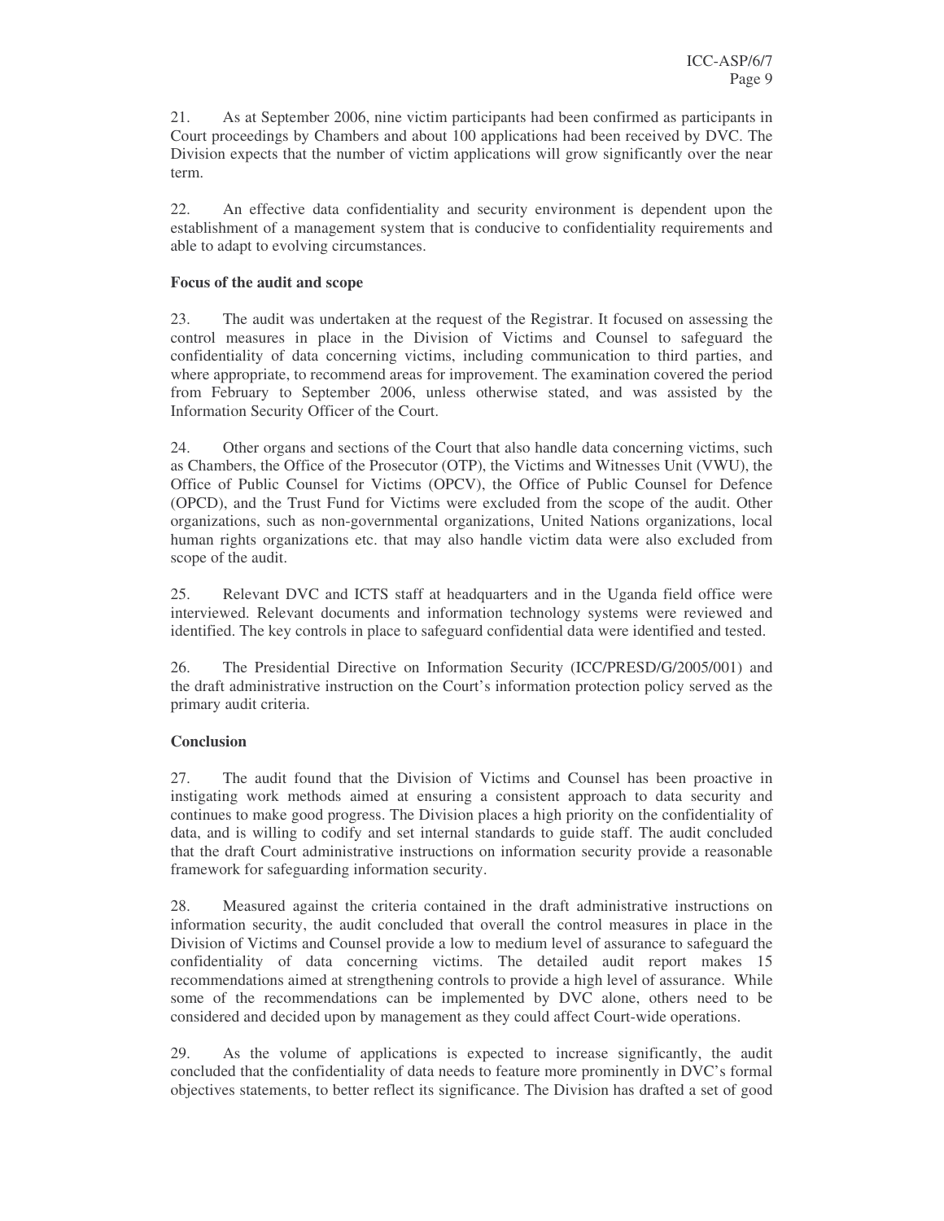21. As at September 2006, nine victim participants had been confirmed as participants in Court proceedings by Chambers and about 100 applications had been received by DVC. The Division expects that the number of victim applications will grow significantly over the near term.

22. An effective data confidentiality and security environment is dependent upon the establishment of a management system that is conducive to confidentiality requirements and able to adapt to evolving circumstances.

**Focus of the audit and scope**

23. The audit was undertaken at the request of the Registrar. It focused on assessing the control measures in place in the Division of Victims and Counsel to safeguard the confidentiality of data concerning victims, including communication to third parties, and where appropriate, to recommend areas for improvement. The examination covered the period from February to September 2006, unless otherwise stated, and was assisted by the Information Security Officer of the Court.

24. Other organs and sections of the Court that also handle data concerning victims, such as Chambers, the Office of the Prosecutor (OTP), the Victims and Witnesses Unit (VWU), the Office of Public Counsel for Victims (OPCV), the Office of Public Counsel for Defence (OPCD), and the Trust Fund for Victims were excluded from the scope of the audit. Other organizations, such as non-governmental organizations, United Nations organizations, local human rights organizations etc. that may also handle victim data were also excluded from scope of the audit.

25. Relevant DVC and ICTS staff at headquarters and in the Uganda field office were interviewed. Relevant documents and information technology systems were reviewed and identified. The key controls in place to safeguard confidential data were identified and tested.

26. The Presidential Directive on Information Security (ICC/PRESD/G/2005/001) and the draft administrative instruction on the Court's information protection policy served as the primary audit criteria.

**Conclusion**

27. The audit found that the Division of Victims and Counsel has been proactive in instigating work methods aimed at ensuring a consistent approach to data security and continues to make good progress. The Division places a high priority on the confidentiality of data, and is willing to codify and set internal standards to guide staff. The audit concluded that the draft Court administrative instructions on information security provide a reasonable framework for safeguarding information security.

28. Measured against the criteria contained in the draft administrative instructions on information security, the audit concluded that overall the control measures in place in the Division of Victims and Counsel provide a low to medium level of assurance to safeguard the confidentiality of data concerning victims. The detailed audit report makes 15 recommendations aimed at strengthening controls to provide a high level of assurance. While some of the recommendations can be implemented by DVC alone, others need to be considered and decided upon by management as they could affect Court-wide operations.

29. As the volume of applications is expected to increase significantly, the audit concluded that the confidentiality of data needs to feature more prominently in DVC's formal objectives statements, to better reflect its significance. The Division has drafted a set of good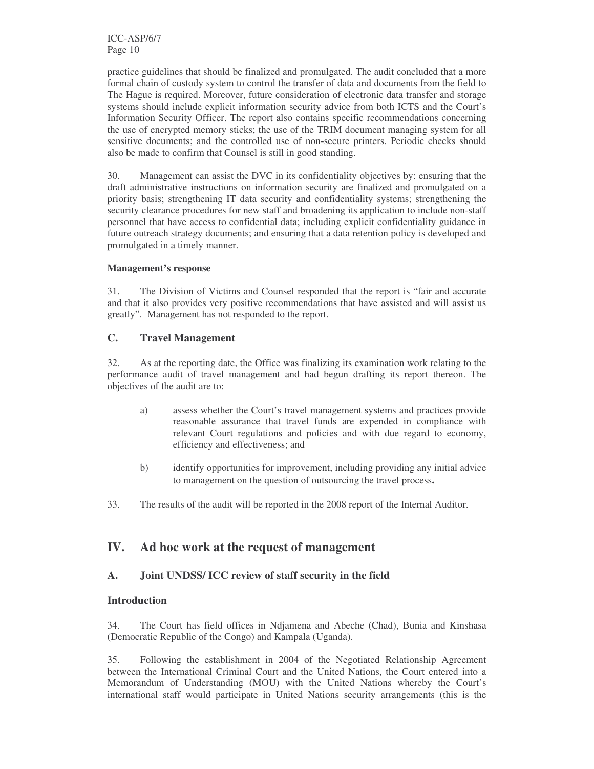practice guidelines that should be finalized and promulgated. The audit concluded that a more formal chain of custody system to control the transfer of data and documents from the field to The Hague is required. Moreover, future consideration of electronic data transfer and storage systems should include explicit information security advice from both ICTS and the Court's Information Security Officer. The report also contains specific recommendations concerning the use of encrypted memory sticks; the use of the TRIM document managing system for all sensitive documents; and the controlled use of non-secure printers. Periodic checks should also be made to confirm that Counsel is still in good standing.

30. Management can assist the DVC in its confidentiality objectives by: ensuring that the draft administrative instructions on information security are finalized and promulgated on a priority basis; strengthening IT data security and confidentiality systems; strengthening the security clearance procedures for new staff and broadening its application to include non-staff personnel that have access to confidential data; including explicit confidentiality guidance in future outreach strategy documents; and ensuring that a data retention policy is developed and promulgated in a timely manner.

**Management's response**

31. The Division of Victims and Counsel responded that the report is "fair and accurate and that it also provides very positive recommendations that have assisted and will assist us greatly". Management has not responded to the report.

### C. Travel Management

32. As at the reporting date, the Office was finalizing its examination work relating to the performance audit of travel management and had begun drafting its report thereon. The objectives of the audit are to:

a) assess whether the Court's travel management systems and practices provide reasonable assurance that travel funds are expended in compliance with relevant Court regulations and policies and with due regard to economy, efficiency and effectiveness; and

b) identify opportunities for improvement, including providing any initial advice to management on the question of outsourcing the travel process**.**

33. The results of the audit will be reported in the 2008 report of the Internal Auditor.

## IV. Ad hoc work at the request of management

### A. Joint UNDSS/ ICC review of staff security in the field

#### Introduction

34. The Court has field offices in Ndjamena and Abeche (Chad), Bunia and Kinshasa (Democratic Republic of the Congo) and Kampala (Uganda).

35. Following the establishment in 2004 of the Negotiated Relationship Agreement between the International Criminal Court and the United Nations, the Court entered into a Memorandum of Understanding (MOU) with the United Nations whereby the Court's international staff would participate in United Nations security arrangements (this is the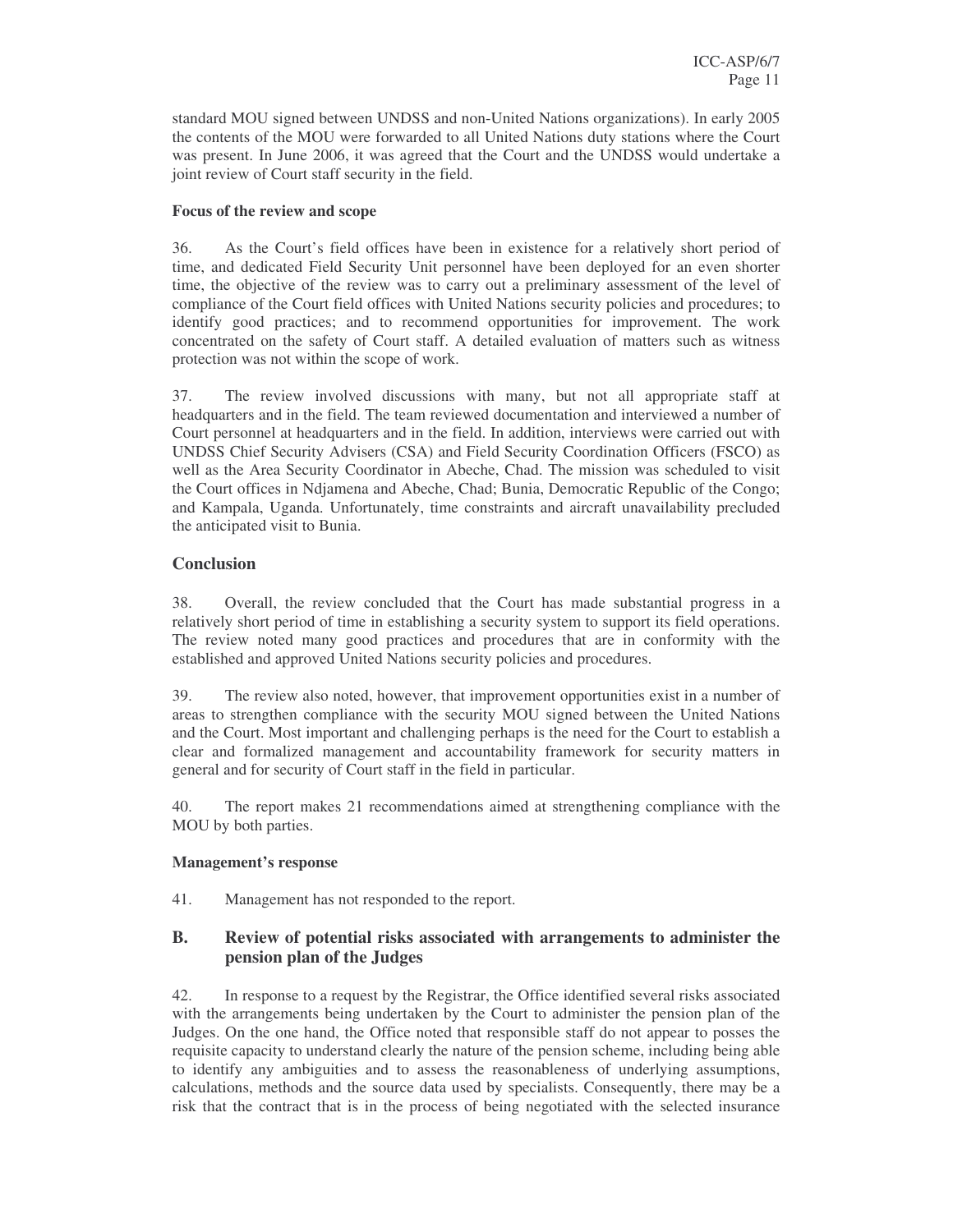standard MOU signed between UNDSS and non-United Nations organizations). In early 2005 the contents of the MOU were forwarded to all United Nations duty stations where the Court was present. In June 2006, it was agreed that the Court and the UNDSS would undertake a joint review of Court staff security in the field.

**Focus of the review and scope**

36. As the Court's field offices have been in existence for a relatively short period of time, and dedicated Field Security Unit personnel have been deployed for an even shorter time, the objective of the review was to carry out a preliminary assessment of the level of compliance of the Court field offices with United Nations security policies and procedures; to identify good practices; and to recommend opportunities for improvement. The work concentrated on the safety of Court staff. A detailed evaluation of matters such as witness protection was not within the scope of work.

37. The review involved discussions with many, but not all appropriate staff at headquarters and in the field. The team reviewed documentation and interviewed a number of Court personnel at headquarters and in the field. In addition, interviews were carried out with UNDSS Chief Security Advisers (CSA) and Field Security Coordination Officers (FSCO) as well as the Area Security Coordinator in Abeche, Chad. The mission was scheduled to visit the Court offices in Ndjamena and Abeche, Chad; Bunia, Democratic Republic of the Congo; and Kampala, Uganda. Unfortunately, time constraints and aircraft unavailability precluded the anticipated visit to Bunia.

### Conclusion

38. Overall, the review concluded that the Court has made substantial progress in a relatively short period of time in establishing a security system to support its field operations. The review noted many good practices and procedures that are in conformity with the established and approved United Nations security policies and procedures.

39. The review also noted, however, that improvement opportunities exist in a number of areas to strengthen compliance with the security MOU signed between the United Nations and the Court. Most important and challenging perhaps is the need for the Court to establish a clear and formalized management and accountability framework for security matters in general and for security of Court staff in the field in particular.

40. The report makes 21 recommendations aimed at strengthening compliance with the MOU by both parties.

**Management's response**

41. Management has not responded to the report.

## B. Review of potential risks associated with arrangements to administer the pension plan of the Judges

42. In response to a request by the Registrar, the Office identified several risks associated with the arrangements being undertaken by the Court to administer the pension plan of the Judges. On the one hand, the Office noted that responsible staff do not appear to posses the requisite capacity to understand clearly the nature of the pension scheme, including being able to identify any ambiguities and to assess the reasonableness of underlying assumptions, calculations, methods and the source data used by specialists. Consequently, there may be a risk that the contract that is in the process of being negotiated with the selected insurance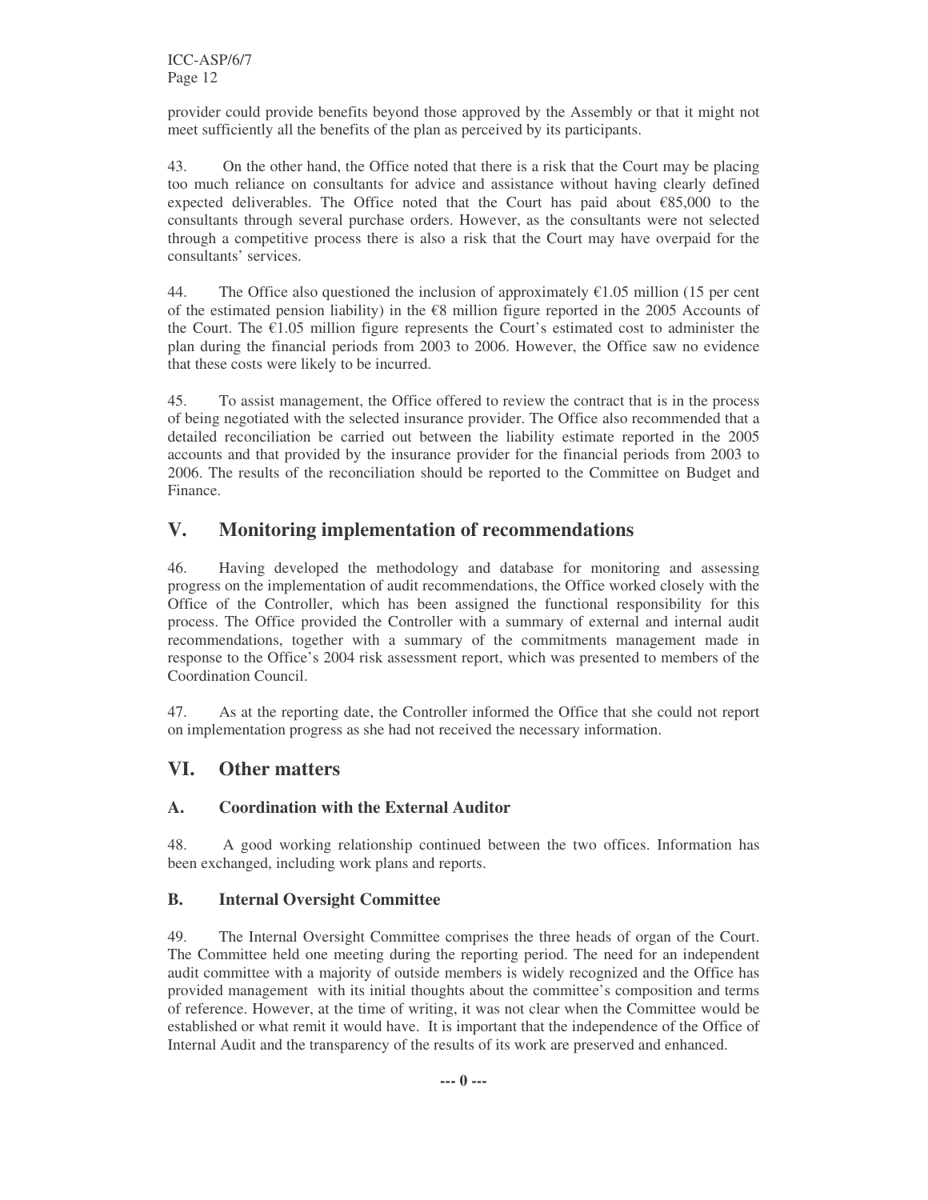provider could provide benefits beyond those approved by the Assembly or that it might not meet sufficiently all the benefits of the plan as perceived by its participants.

43. On the other hand, the Office noted that there is a risk that the Court may be placing too much reliance on consultants for advice and assistance without having clearly defined expected deliverables. The Office noted that the Court has paid about €85,000 to the consultants through several purchase orders. However, as the consultants were not selected through a competitive process there is also a risk that the Court may have overpaid for the consultants' services.

44. The Office also questioned the inclusion of approximately €1.05 million (15 per cent of the estimated pension liability) in the €8 million figure reported in the 2005 Accounts of the Court. The €1.05 million figure represents the Court's estimated cost to administer the plan during the financial periods from 2003 to 2006. However, the Office saw no evidence that these costs were likely to be incurred.

45. To assist management, the Office offered to review the contract that is in the process of being negotiated with the selected insurance provider. The Office also recommended that a detailed reconciliation be carried out between the liability estimate reported in the 2005 accounts and that provided by the insurance provider for the financial periods from 2003 to 2006. The results of the reconciliation should be reported to the Committee on Budget and Finance.

## V. Monitoring implementation of recommendations

46. Having developed the methodology and database for monitoring and assessing progress on the implementation of audit recommendations, the Office worked closely with the Office of the Controller, which has been assigned the functional responsibility for this process. The Office provided the Controller with a summary of external and internal audit recommendations, together with a summary of the commitments management made in response to the Office's 2004 risk assessment report, which was presented to members of the Coordination Council.

47. As at the reporting date, the Controller informed the Office that she could not report on implementation progress as she had not received the necessary information.

## VI. Other matters

### A. Coordination with the External Auditor

48. A good working relationship continued between the two offices. Information has been exchanged, including work plans and reports.

### B. Internal Oversight Committee

49. The Internal Oversight Committee comprises the three heads of organ of the Court. The Committee held one meeting during the reporting period. The need for an independent audit committee with a majority of outside members is widely recognized and the Office has provided management with its initial thoughts about the committee's composition and terms of reference. However, at the time of writing, it was not clear when the Committee would be established or what remit it would have. It is important that the independence of the Office of Internal Audit and the transparency of the results of its work are preserved and enhanced.

--- 0 ---